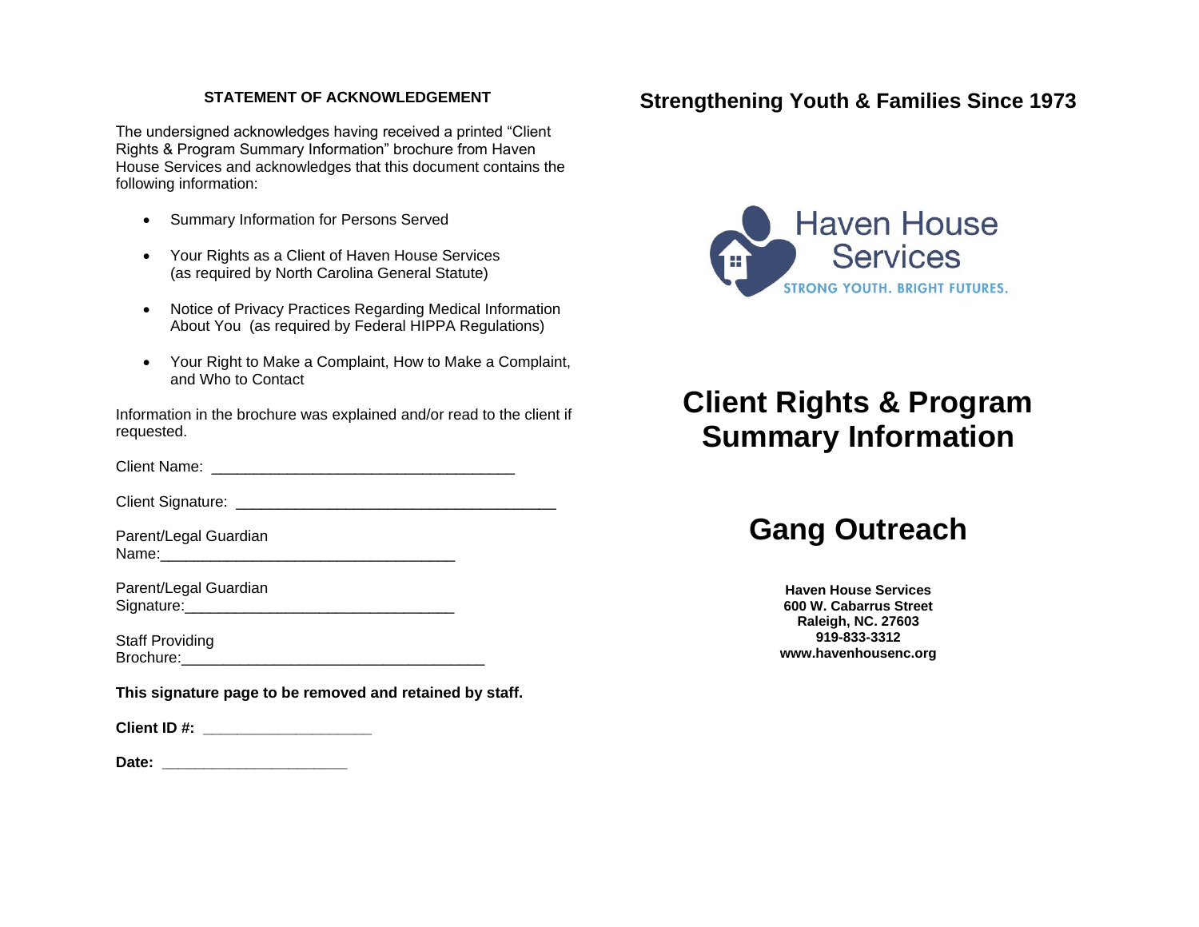## STATEMENT OF ACKNOWLEDGEMENT

The undersigned acknowledges having received a printed "Client Rights & Program Summary Information" brochure from Haven House Services and acknowledges that this document contains the following information:

- Summary Information for Persons Served
- Your Rights as a Client of Haven House Services (as required by North Carolina General Statute)
- Notice of Privacy Practices Regarding Medical Information About You (as required by Federal HIPPA Regulations)
- Your Right to Make a Complaint, How to Make a Complaint, and Who to Contact

Information in the brochure was explained and/or read to the client if requested.

Client Name: ____________________________________

Client Signature: ______________________________________

Parent/Legal Guardian Name:___________________________________

Parent/Legal Guardian Signature:________________________________

Staff Providing Brochure:____________________________________

**This signature page to be removed and retained by staff.**

**Client ID #:** ____________________

**Date:** ______________________

**Strengthening Youth & Families Since 1973**

Haven House Services

STRONG YOUTH. BRIGHT FUTURES.

# Client Rights & Program Summary Information

# Gang Outreach

**Haven House Services**
**600 W. Cabarrus Street**
**Raleigh, NC. 27603**
**919-833-3312**
**www.havenhousenc.org**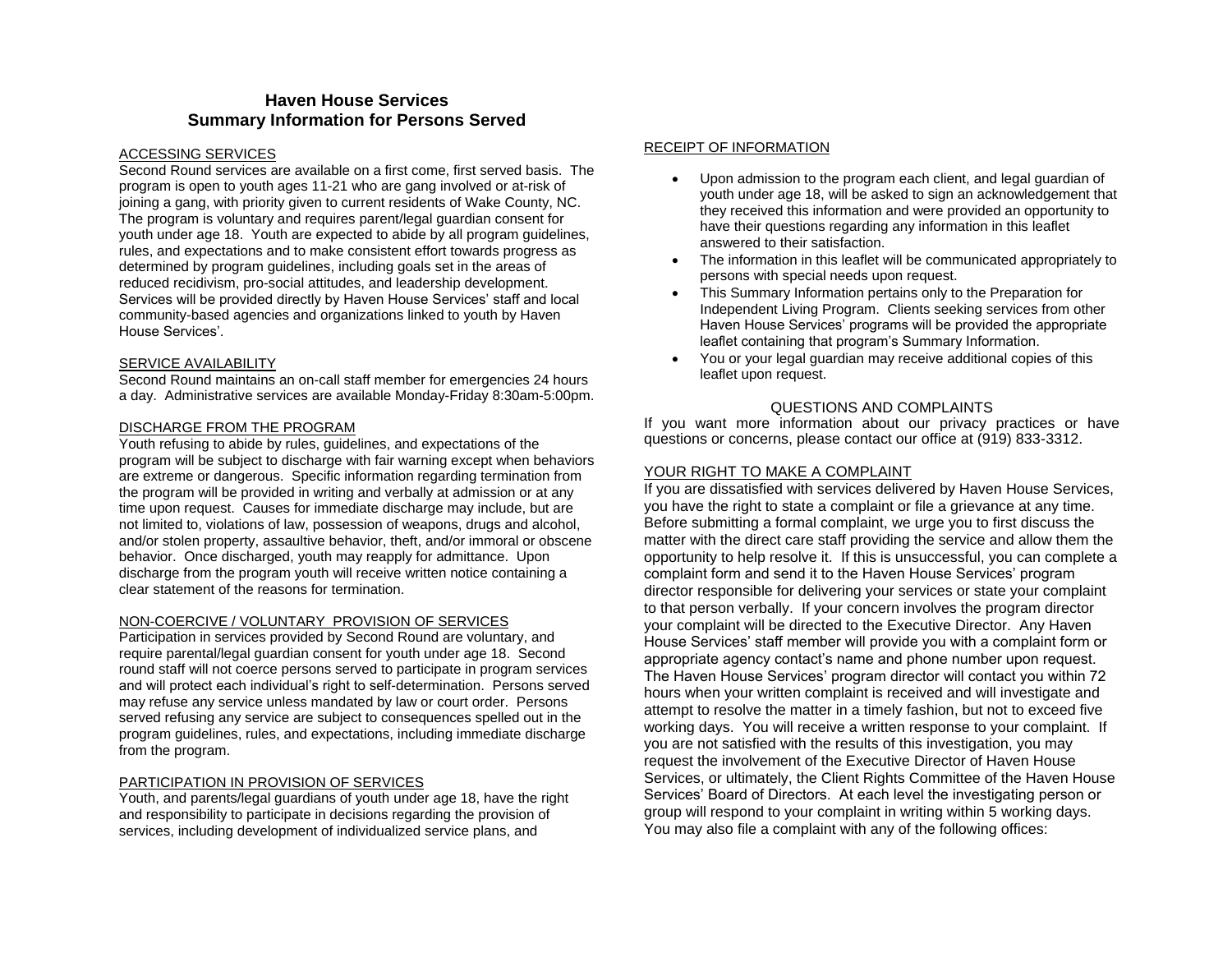# Haven House Services
# Summary Information for Persons Served

ACCESSING SERVICES

Second Round services are available on a first come, first served basis. The program is open to youth ages 11-21 who are gang involved or at-risk of joining a gang, with priority given to current residents of Wake County, NC. The program is voluntary and requires parent/legal guardian consent for youth under age 18. Youth are expected to abide by all program guidelines, rules, and expectations and to make consistent effort towards progress as determined by program guidelines, including goals set in the areas of reduced recidivism, pro-social attitudes, and leadership development. Services will be provided directly by Haven House Services' staff and local community-based agencies and organizations linked to youth by Haven House Services'.

SERVICE AVAILABILITY

Second Round maintains an on-call staff member for emergencies 24 hours a day. Administrative services are available Monday-Friday 8:30am-5:00pm.

DISCHARGE FROM THE PROGRAM

Youth refusing to abide by rules, guidelines, and expectations of the program will be subject to discharge with fair warning except when behaviors are extreme or dangerous. Specific information regarding termination from the program will be provided in writing and verbally at admission or at any time upon request. Causes for immediate discharge may include, but are not limited to, violations of law, possession of weapons, drugs and alcohol, and/or stolen property, assaultive behavior, theft, and/or immoral or obscene behavior. Once discharged, youth may reapply for admittance. Upon discharge from the program youth will receive written notice containing a clear statement of the reasons for termination.

NON-COERCIVE / VOLUNTARY PROVISION OF SERVICES

Participation in services provided by Second Round are voluntary, and require parental/legal guardian consent for youth under age 18. Second round staff will not coerce persons served to participate in program services and will protect each individual's right to self-determination. Persons served may refuse any service unless mandated by law or court order. Persons served refusing any service are subject to consequences spelled out in the program guidelines, rules, and expectations, including immediate discharge from the program.

PARTICIPATION IN PROVISION OF SERVICES

Youth, and parents/legal guardians of youth under age 18, have the right and responsibility to participate in decisions regarding the provision of services, including development of individualized service plans, and

RECEIPT OF INFORMATION

- Upon admission to the program each client, and legal guardian of youth under age 18, will be asked to sign an acknowledgement that they received this information and were provided an opportunity to have their questions regarding any information in this leaflet answered to their satisfaction.
- The information in this leaflet will be communicated appropriately to persons with special needs upon request.
- This Summary Information pertains only to the Preparation for Independent Living Program. Clients seeking services from other Haven House Services' programs will be provided the appropriate leaflet containing that program's Summary Information.
- You or your legal guardian may receive additional copies of this leaflet upon request.

QUESTIONS AND COMPLAINTS

If you want more information about our privacy practices or have questions or concerns, please contact our office at (919) 833-3312.

YOUR RIGHT TO MAKE A COMPLAINT

If you are dissatisfied with services delivered by Haven House Services, you have the right to state a complaint or file a grievance at any time. Before submitting a formal complaint, we urge you to first discuss the matter with the direct care staff providing the service and allow them the opportunity to help resolve it. If this is unsuccessful, you can complete a complaint form and send it to the Haven House Services' program director responsible for delivering your services or state your complaint to that person verbally. If your concern involves the program director your complaint will be directed to the Executive Director. Any Haven House Services' staff member will provide you with a complaint form or appropriate agency contact's name and phone number upon request. The Haven House Services' program director will contact you within 72 hours when your written complaint is received and will investigate and attempt to resolve the matter in a timely fashion, but not to exceed five working days. You will receive a written response to your complaint. If you are not satisfied with the results of this investigation, you may request the involvement of the Executive Director of Haven House Services, or ultimately, the Client Rights Committee of the Haven House Services' Board of Directors. At each level the investigating person or group will respond to your complaint in writing within 5 working days. You may also file a complaint with any of the following offices: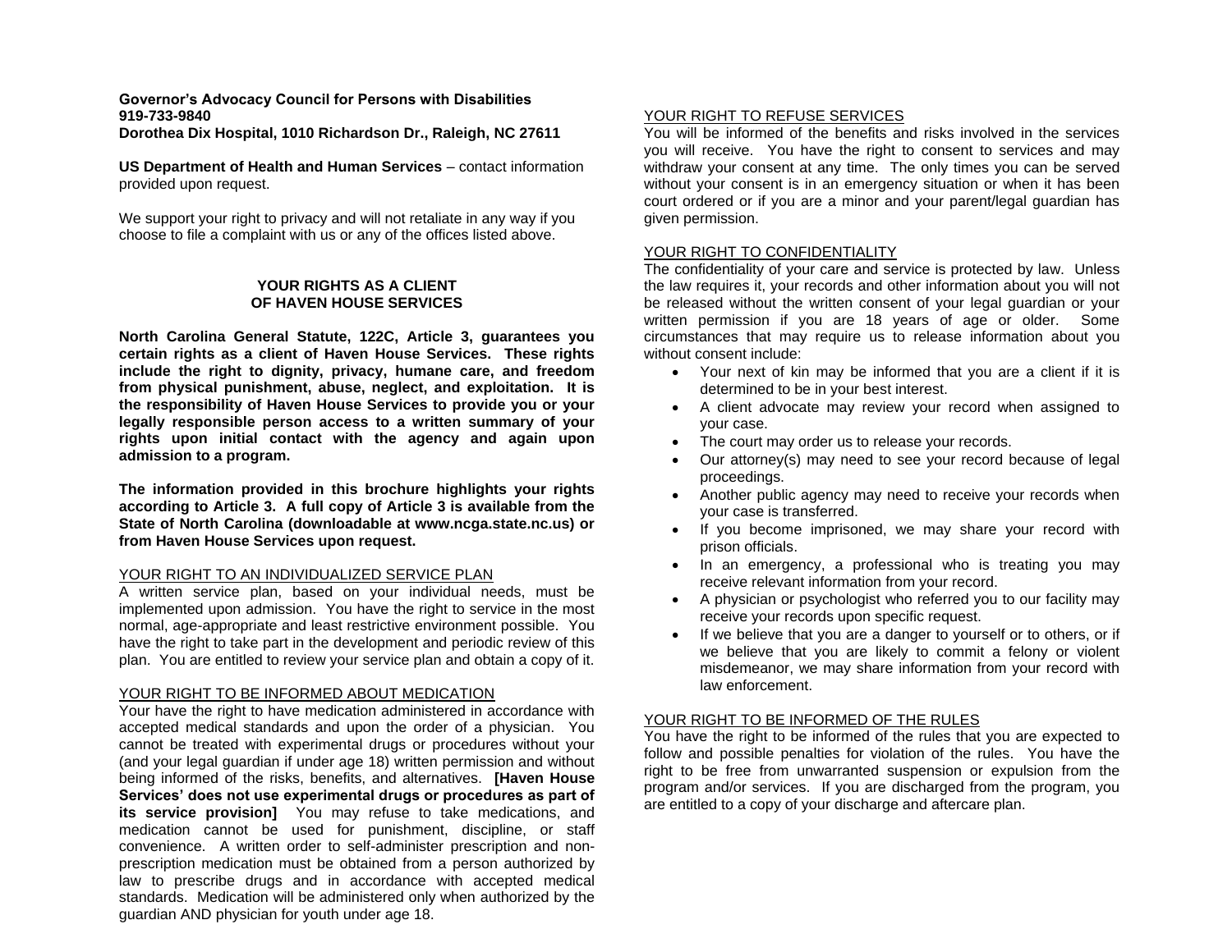**Governor's Advocacy Council for Persons with Disabilities**
**919-733-9840**
**Dorothea Dix Hospital, 1010 Richardson Dr., Raleigh, NC 27611**

**US Department of Health and Human Services** – contact information provided upon request.

We support your right to privacy and will not retaliate in any way if you choose to file a complaint with us or any of the offices listed above.

## YOUR RIGHTS AS A CLIENT OF HAVEN HOUSE SERVICES

**North Carolina General Statute, 122C, Article 3, guarantees you certain rights as a client of Haven House Services. These rights include the right to dignity, privacy, humane care, and freedom from physical punishment, abuse, neglect, and exploitation. It is the responsibility of Haven House Services to provide you or your legally responsible person access to a written summary of your rights upon initial contact with the agency and again upon admission to a program.**

**The information provided in this brochure highlights your rights according to Article 3. A full copy of Article 3 is available from the State of North Carolina (downloadable at www.ncga.state.nc.us) or from Haven House Services upon request.**

### YOUR RIGHT TO AN INDIVIDUALIZED SERVICE PLAN

A written service plan, based on your individual needs, must be implemented upon admission. You have the right to service in the most normal, age-appropriate and least restrictive environment possible. You have the right to take part in the development and periodic review of this plan. You are entitled to review your service plan and obtain a copy of it.

### YOUR RIGHT TO BE INFORMED ABOUT MEDICATION

Your have the right to have medication administered in accordance with accepted medical standards and upon the order of a physician. You cannot be treated with experimental drugs or procedures without your (and your legal guardian if under age 18) written permission and without being informed of the risks, benefits, and alternatives. **[Haven House Services' does not use experimental drugs or procedures as part of its service provision]** You may refuse to take medications, and medication cannot be used for punishment, discipline, or staff convenience. A written order to self-administer prescription and non-prescription medication must be obtained from a person authorized by law to prescribe drugs and in accordance with accepted medical standards. Medication will be administered only when authorized by the guardian AND physician for youth under age 18.

### YOUR RIGHT TO REFUSE SERVICES

You will be informed of the benefits and risks involved in the services you will receive. You have the right to consent to services and may withdraw your consent at any time. The only times you can be served without your consent is in an emergency situation or when it has been court ordered or if you are a minor and your parent/legal guardian has given permission.

### YOUR RIGHT TO CONFIDENTIALITY

The confidentiality of your care and service is protected by law. Unless the law requires it, your records and other information about you will not be released without the written consent of your legal guardian or your written permission if you are 18 years of age or older. Some circumstances that may require us to release information about you without consent include:

- Your next of kin may be informed that you are a client if it is determined to be in your best interest.
- A client advocate may review your record when assigned to your case.
- The court may order us to release your records.
- Our attorney(s) may need to see your record because of legal proceedings.
- Another public agency may need to receive your records when your case is transferred.
- If you become imprisoned, we may share your record with prison officials.
- In an emergency, a professional who is treating you may receive relevant information from your record.
- A physician or psychologist who referred you to our facility may receive your records upon specific request.
- If we believe that you are a danger to yourself or to others, or if we believe that you are likely to commit a felony or violent misdemeanor, we may share information from your record with law enforcement.

### YOUR RIGHT TO BE INFORMED OF THE RULES

You have the right to be informed of the rules that you are expected to follow and possible penalties for violation of the rules. You have the right to be free from unwarranted suspension or expulsion from the program and/or services. If you are discharged from the program, you are entitled to a copy of your discharge and aftercare plan.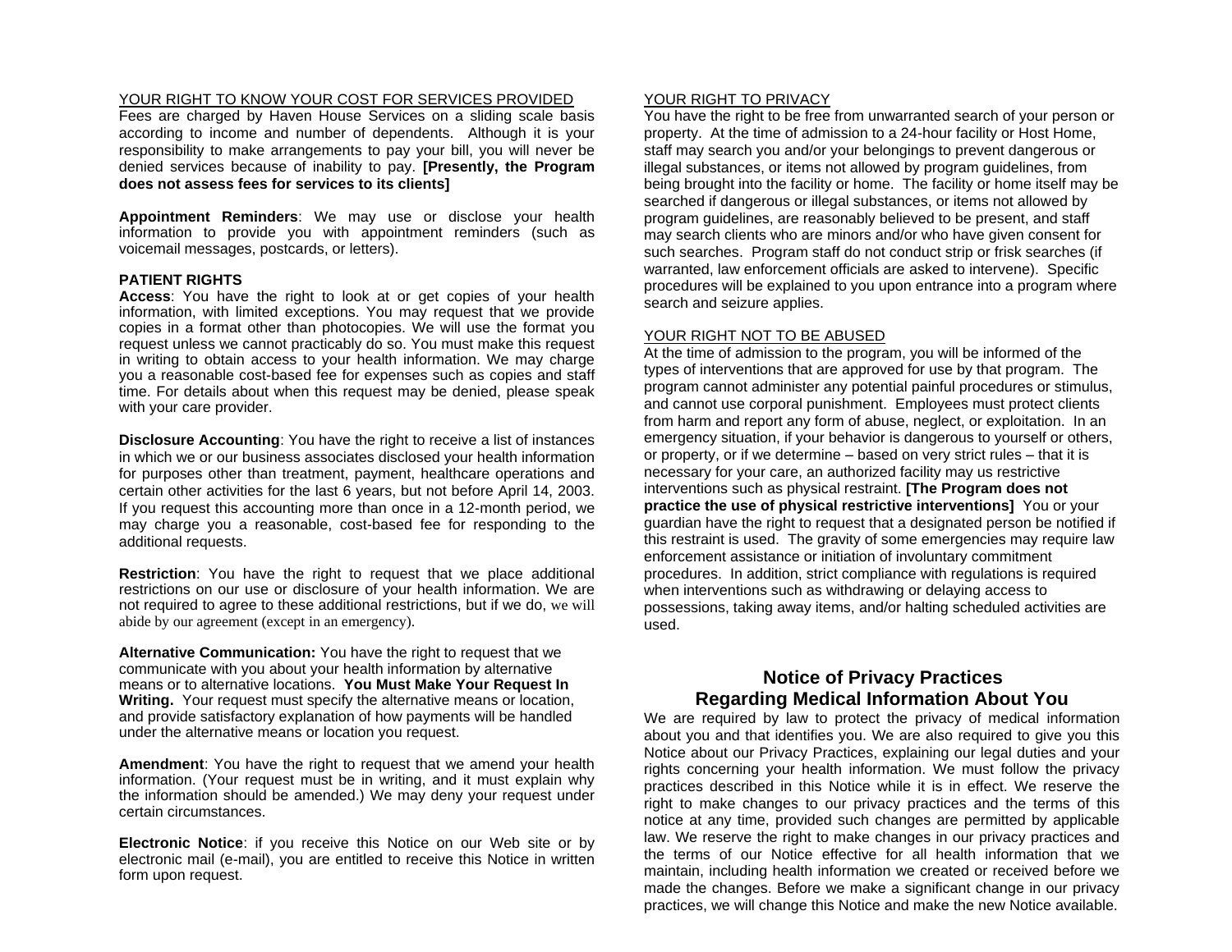YOUR RIGHT TO KNOW YOUR COST FOR SERVICES PROVIDED

Fees are charged by Haven House Services on a sliding scale basis according to income and number of dependents. Although it is your responsibility to make arrangements to pay your bill, you will never be denied services because of inability to pay. **[Presently, the Program does not assess fees for services to its clients]**

**Appointment Reminders**: We may use or disclose your health information to provide you with appointment reminders (such as voicemail messages, postcards, or letters).

**PATIENT RIGHTS**

**Access**: You have the right to look at or get copies of your health information, with limited exceptions. You may request that we provide copies in a format other than photocopies. We will use the format you request unless we cannot practicably do so. You must make this request in writing to obtain access to your health information. We may charge you a reasonable cost-based fee for expenses such as copies and staff time. For details about when this request may be denied, please speak with your care provider.

**Disclosure Accounting**: You have the right to receive a list of instances in which we or our business associates disclosed your health information for purposes other than treatment, payment, healthcare operations and certain other activities for the last 6 years, but not before April 14, 2003. If you request this accounting more than once in a 12-month period, we may charge you a reasonable, cost-based fee for responding to the additional requests.

**Restriction**: You have the right to request that we place additional restrictions on our use or disclosure of your health information. We are not required to agree to these additional restrictions, but if we do, we will abide by our agreement (except in an emergency).

**Alternative Communication:** You have the right to request that we communicate with you about your health information by alternative means or to alternative locations. **You Must Make Your Request In Writing.** Your request must specify the alternative means or location, and provide satisfactory explanation of how payments will be handled under the alternative means or location you request.

**Amendment**: You have the right to request that we amend your health information. (Your request must be in writing, and it must explain why the information should be amended.) We may deny your request under certain circumstances.

**Electronic Notice**: if you receive this Notice on our Web site or by electronic mail (e-mail), you are entitled to receive this Notice in written form upon request.

YOUR RIGHT TO PRIVACY

You have the right to be free from unwarranted search of your person or property. At the time of admission to a 24-hour facility or Host Home, staff may search you and/or your belongings to prevent dangerous or illegal substances, or items not allowed by program guidelines, from being brought into the facility or home. The facility or home itself may be searched if dangerous or illegal substances, or items not allowed by program guidelines, are reasonably believed to be present, and staff may search clients who are minors and/or who have given consent for such searches. Program staff do not conduct strip or frisk searches (if warranted, law enforcement officials are asked to intervene). Specific procedures will be explained to you upon entrance into a program where search and seizure applies.

YOUR RIGHT NOT TO BE ABUSED

At the time of admission to the program, you will be informed of the types of interventions that are approved for use by that program. The program cannot administer any potential painful procedures or stimulus, and cannot use corporal punishment. Employees must protect clients from harm and report any form of abuse, neglect, or exploitation. In an emergency situation, if your behavior is dangerous to yourself or others, or property, or if we determine – based on very strict rules – that it is necessary for your care, an authorized facility may us restrictive interventions such as physical restraint. **[The Program does not practice the use of physical restrictive interventions]** You or your guardian have the right to request that a designated person be notified if this restraint is used. The gravity of some emergencies may require law enforcement assistance or initiation of involuntary commitment procedures. In addition, strict compliance with regulations is required when interventions such as withdrawing or delaying access to possessions, taking away items, and/or halting scheduled activities are used.

## Notice of Privacy Practices Regarding Medical Information About You

We are required by law to protect the privacy of medical information about you and that identifies you. We are also required to give you this Notice about our Privacy Practices, explaining our legal duties and your rights concerning your health information. We must follow the privacy practices described in this Notice while it is in effect. We reserve the right to make changes to our privacy practices and the terms of this notice at any time, provided such changes are permitted by applicable law. We reserve the right to make changes in our privacy practices and the terms of our Notice effective for all health information that we maintain, including health information we created or received before we made the changes. Before we make a significant change in our privacy practices, we will change this Notice and make the new Notice available.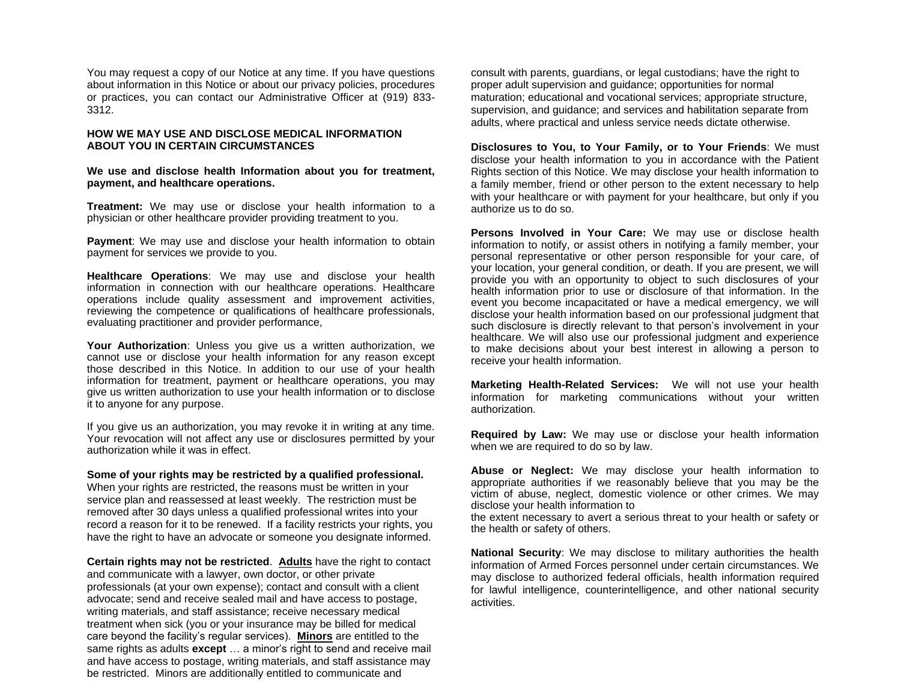You may request a copy of our Notice at any time. If you have questions about information in this Notice or about our privacy policies, procedures or practices, you can contact our Administrative Officer at (919) 833-3312.

**HOW WE MAY USE AND DISCLOSE MEDICAL INFORMATION ABOUT YOU IN CERTAIN CIRCUMSTANCES**

**We use and disclose health Information about you for treatment, payment, and healthcare operations.**

**Treatment:** We may use or disclose your health information to a physician or other healthcare provider providing treatment to you.

**Payment**: We may use and disclose your health information to obtain payment for services we provide to you.

**Healthcare Operations**: We may use and disclose your health information in connection with our healthcare operations. Healthcare operations include quality assessment and improvement activities, reviewing the competence or qualifications of healthcare professionals, evaluating practitioner and provider performance,

**Your Authorization**: Unless you give us a written authorization, we cannot use or disclose your health information for any reason except those described in this Notice. In addition to our use of your health information for treatment, payment or healthcare operations, you may give us written authorization to use your health information or to disclose it to anyone for any purpose.

If you give us an authorization, you may revoke it in writing at any time. Your revocation will not affect any use or disclosures permitted by your authorization while it was in effect.

**Some of your rights may be restricted by a qualified professional.** When your rights are restricted, the reasons must be written in your service plan and reassessed at least weekly. The restriction must be removed after 30 days unless a qualified professional writes into your record a reason for it to be renewed. If a facility restricts your rights, you have the right to have an advocate or someone you designate informed.

**Certain rights may not be restricted**. **Adults** have the right to contact and communicate with a lawyer, own doctor, or other private professionals (at your own expense); contact and consult with a client advocate; send and receive sealed mail and have access to postage, writing materials, and staff assistance; receive necessary medical treatment when sick (you or your insurance may be billed for medical care beyond the facility's regular services). **Minors** are entitled to the same rights as adults **except** … a minor's right to send and receive mail and have access to postage, writing materials, and staff assistance may be restricted. Minors are additionally entitled to communicate and consult with parents, guardians, or legal custodians; have the right to proper adult supervision and guidance; opportunities for normal maturation; educational and vocational services; appropriate structure, supervision, and guidance; and services and habilitation separate from adults, where practical and unless service needs dictate otherwise.

**Disclosures to You, to Your Family, or to Your Friends**: We must disclose your health information to you in accordance with the Patient Rights section of this Notice. We may disclose your health information to a family member, friend or other person to the extent necessary to help with your healthcare or with payment for your healthcare, but only if you authorize us to do so.

**Persons Involved in Your Care:** We may use or disclose health information to notify, or assist others in notifying a family member, your personal representative or other person responsible for your care, of your location, your general condition, or death. If you are present, we will provide you with an opportunity to object to such disclosures of your health information prior to use or disclosure of that information. In the event you become incapacitated or have a medical emergency, we will disclose your health information based on our professional judgment that such disclosure is directly relevant to that person's involvement in your healthcare. We will also use our professional judgment and experience to make decisions about your best interest in allowing a person to receive your health information.

**Marketing Health-Related Services:** We will not use your health information for marketing communications without your written authorization.

**Required by Law:** We may use or disclose your health information when we are required to do so by law.

**Abuse or Neglect:** We may disclose your health information to appropriate authorities if we reasonably believe that you may be the victim of abuse, neglect, domestic violence or other crimes. We may disclose your health information to the extent necessary to avert a serious threat to your health or safety or the health or safety of others.

**National Security**: We may disclose to military authorities the health information of Armed Forces personnel under certain circumstances. We may disclose to authorized federal officials, health information required for lawful intelligence, counterintelligence, and other national security activities.